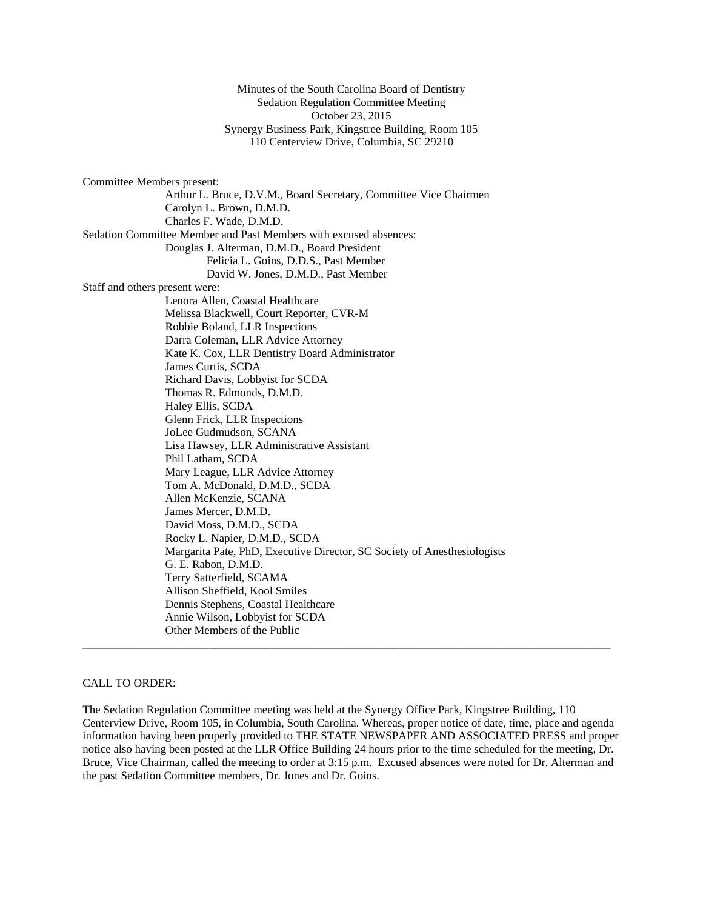Minutes of the South Carolina Board of Dentistry
Sedation Regulation Committee Meeting
October 23, 2015
Synergy Business Park, Kingstree Building, Room 105
110 Centerview Drive, Columbia, SC 29210

Committee Members present:

- Arthur L. Bruce, D.V.M., Board Secretary, Committee Vice Chairmen
- Carolyn L. Brown, D.M.D.
- Charles F. Wade, D.M.D.

Sedation Committee Member and Past Members with excused absences:

- Douglas J. Alterman, D.M.D., Board President
- Felicia L. Goins, D.D.S., Past Member
- David W. Jones, D.M.D., Past Member

Staff and others present were:

- Lenora Allen, Coastal Healthcare
- Melissa Blackwell, Court Reporter, CVR-M
- Robbie Boland, LLR Inspections
- Darra Coleman, LLR Advice Attorney
- Kate K. Cox, LLR Dentistry Board Administrator
- James Curtis, SCDA
- Richard Davis, Lobbyist for SCDA
- Thomas R. Edmonds, D.M.D.
- Haley Ellis, SCDA
- Glenn Frick, LLR Inspections
- JoLee Gudmudson, SCANA
- Lisa Hawsey, LLR Administrative Assistant
- Phil Latham, SCDA
- Mary League, LLR Advice Attorney
- Tom A. McDonald, D.M.D., SCDA
- Allen McKenzie, SCANA
- James Mercer, D.M.D.
- David Moss, D.M.D., SCDA
- Rocky L. Napier, D.M.D., SCDA
- Margarita Pate, PhD, Executive Director, SC Society of Anesthesiologists
- G. E. Rabon, D.M.D.
- Terry Satterfield, SCAMA
- Allison Sheffield, Kool Smiles
- Dennis Stephens, Coastal Healthcare
- Annie Wilson, Lobbyist for SCDA
- Other Members of the Public

---

CALL TO ORDER:

The Sedation Regulation Committee meeting was held at the Synergy Office Park, Kingstree Building, 110 Centerview Drive, Room 105, in Columbia, South Carolina. Whereas, proper notice of date, time, place and agenda information having been properly provided to THE STATE NEWSPAPER AND ASSOCIATED PRESS and proper notice also having been posted at the LLR Office Building 24 hours prior to the time scheduled for the meeting, Dr. Bruce, Vice Chairman, called the meeting to order at 3:15 p.m. Excused absences were noted for Dr. Alterman and the past Sedation Committee members, Dr. Jones and Dr. Goins.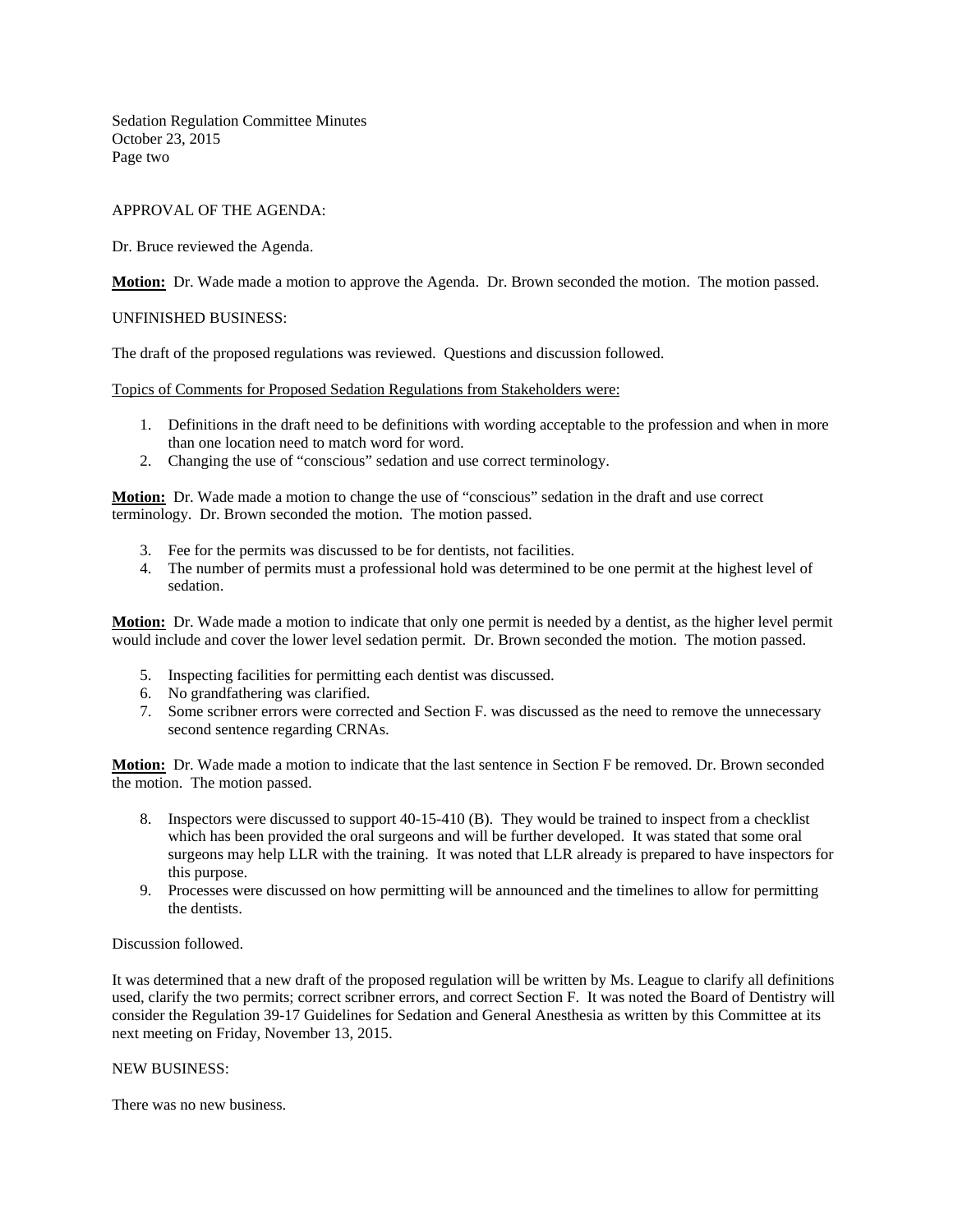APPROVAL OF THE AGENDA:

Dr. Bruce reviewed the Agenda.

**Motion:** Dr. Wade made a motion to approve the Agenda. Dr. Brown seconded the motion. The motion passed.

UNFINISHED BUSINESS:

The draft of the proposed regulations was reviewed. Questions and discussion followed.

Topics of Comments for Proposed Sedation Regulations from Stakeholders were:

1. Definitions in the draft need to be definitions with wording acceptable to the profession and when in more than one location need to match word for word.
2. Changing the use of "conscious" sedation and use correct terminology.

**Motion:** Dr. Wade made a motion to change the use of "conscious" sedation in the draft and use correct terminology. Dr. Brown seconded the motion. The motion passed.

3. Fee for the permits was discussed to be for dentists, not facilities.
4. The number of permits must a professional hold was determined to be one permit at the highest level of sedation.

**Motion:** Dr. Wade made a motion to indicate that only one permit is needed by a dentist, as the higher level permit would include and cover the lower level sedation permit. Dr. Brown seconded the motion. The motion passed.

5. Inspecting facilities for permitting each dentist was discussed.
6. No grandfathering was clarified.
7. Some scribner errors were corrected and Section F. was discussed as the need to remove the unnecessary second sentence regarding CRNAs.

**Motion:** Dr. Wade made a motion to indicate that the last sentence in Section F be removed. Dr. Brown seconded the motion. The motion passed.

8. Inspectors were discussed to support 40-15-410 (B). They would be trained to inspect from a checklist which has been provided the oral surgeons and will be further developed. It was stated that some oral surgeons may help LLR with the training. It was noted that LLR already is prepared to have inspectors for this purpose.
9. Processes were discussed on how permitting will be announced and the timelines to allow for permitting the dentists.

Discussion followed.

It was determined that a new draft of the proposed regulation will be written by Ms. League to clarify all definitions used, clarify the two permits; correct scribner errors, and correct Section F. It was noted the Board of Dentistry will consider the Regulation 39-17 Guidelines for Sedation and General Anesthesia as written by this Committee at its next meeting on Friday, November 13, 2015.

NEW BUSINESS:

There was no new business.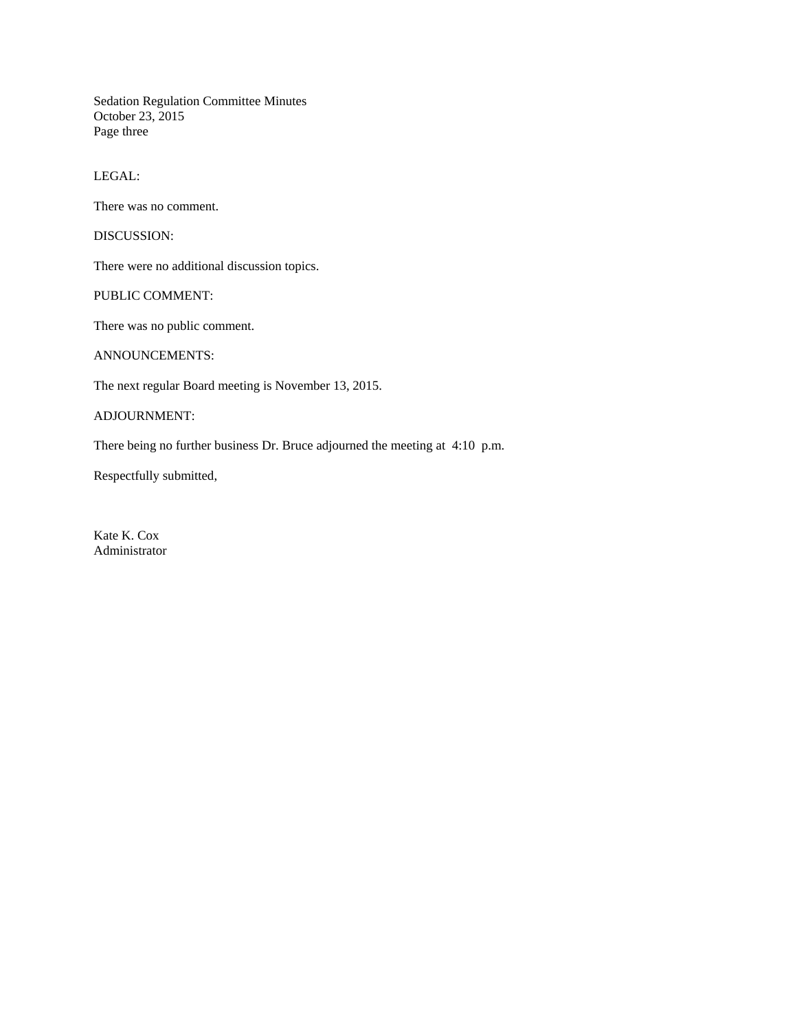LEGAL:

There was no comment.

DISCUSSION:

There were no additional discussion topics.

PUBLIC COMMENT:

There was no public comment.

ANNOUNCEMENTS:

The next regular Board meeting is November 13, 2015.

ADJOURNMENT:

There being no further business Dr. Bruce adjourned the meeting at 4:10 p.m.

Respectfully submitted,

Kate K. Cox
Administrator